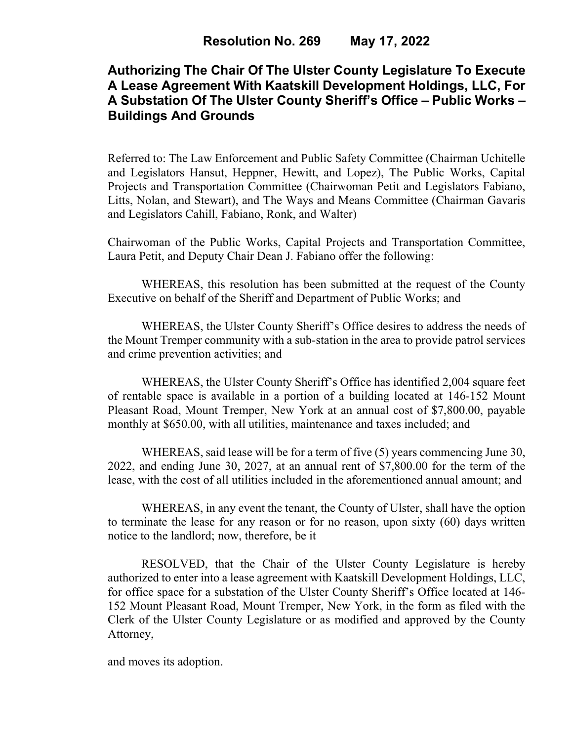**Resolution No. 269 May 17, 2022**

# Authorizing The Chair Of The Ulster County Legislature To Execute A Lease Agreement With Kaatskill Development Holdings, LLC, For A Substation Of The Ulster County Sheriff's Office – Public Works – Buildings And Grounds

Referred to: The Law Enforcement and Public Safety Committee (Chairman Uchitelle and Legislators Hansut, Heppner, Hewitt, and Lopez), The Public Works, Capital Projects and Transportation Committee (Chairwoman Petit and Legislators Fabiano, Litts, Nolan, and Stewart), and The Ways and Means Committee (Chairman Gavaris and Legislators Cahill, Fabiano, Ronk, and Walter)

Chairwoman of the Public Works, Capital Projects and Transportation Committee, Laura Petit, and Deputy Chair Dean J. Fabiano offer the following:

WHEREAS, this resolution has been submitted at the request of the County Executive on behalf of the Sheriff and Department of Public Works; and

WHEREAS, the Ulster County Sheriff's Office desires to address the needs of the Mount Tremper community with a sub-station in the area to provide patrol services and crime prevention activities; and

WHEREAS, the Ulster County Sheriff's Office has identified 2,004 square feet of rentable space is available in a portion of a building located at 146-152 Mount Pleasant Road, Mount Tremper, New York at an annual cost of $7,800.00, payable monthly at $650.00, with all utilities, maintenance and taxes included; and

WHEREAS, said lease will be for a term of five (5) years commencing June 30, 2022, and ending June 30, 2027, at an annual rent of $7,800.00 for the term of the lease, with the cost of all utilities included in the aforementioned annual amount; and

WHEREAS, in any event the tenant, the County of Ulster, shall have the option to terminate the lease for any reason or for no reason, upon sixty (60) days written notice to the landlord; now, therefore, be it

RESOLVED, that the Chair of the Ulster County Legislature is hereby authorized to enter into a lease agreement with Kaatskill Development Holdings, LLC, for office space for a substation of the Ulster County Sheriff's Office located at 146-152 Mount Pleasant Road, Mount Tremper, New York, in the form as filed with the Clerk of the Ulster County Legislature or as modified and approved by the County Attorney,

and moves its adoption.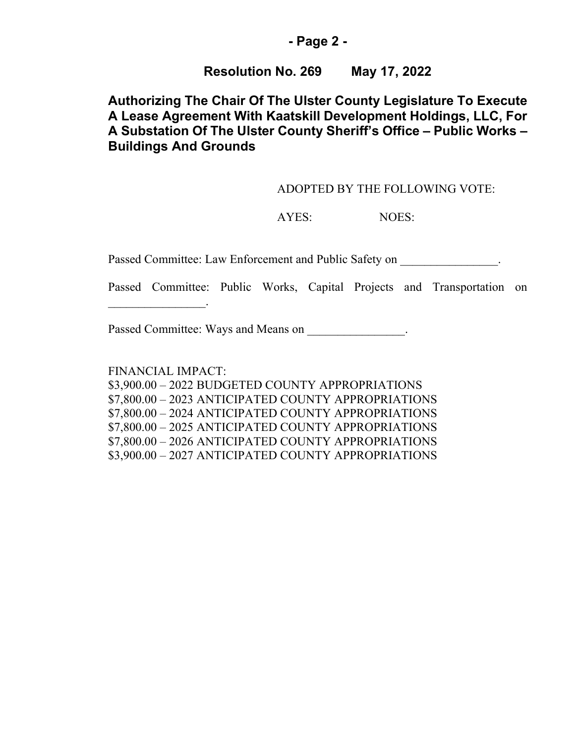## Resolution No. 269 May 17, 2022

**Authorizing The Chair Of The Ulster County Legislature To Execute A Lease Agreement With Kaatskill Development Holdings, LLC, For A Substation Of The Ulster County Sheriff's Office – Public Works – Buildings And Grounds**

ADOPTED BY THE FOLLOWING VOTE:

AYES: NOES:

Passed Committee: Law Enforcement and Public Safety on ________________.

Passed Committee: Public Works, Capital Projects and Transportation on ________________.

Passed Committee: Ways and Means on ________________.

FINANCIAL IMPACT:
$3,900.00 – 2022 BUDGETED COUNTY APPROPRIATIONS
$7,800.00 – 2023 ANTICIPATED COUNTY APPROPRIATIONS
$7,800.00 – 2024 ANTICIPATED COUNTY APPROPRIATIONS
$7,800.00 – 2025 ANTICIPATED COUNTY APPROPRIATIONS
$7,800.00 – 2026 ANTICIPATED COUNTY APPROPRIATIONS
$3,900.00 – 2027 ANTICIPATED COUNTY APPROPRIATIONS